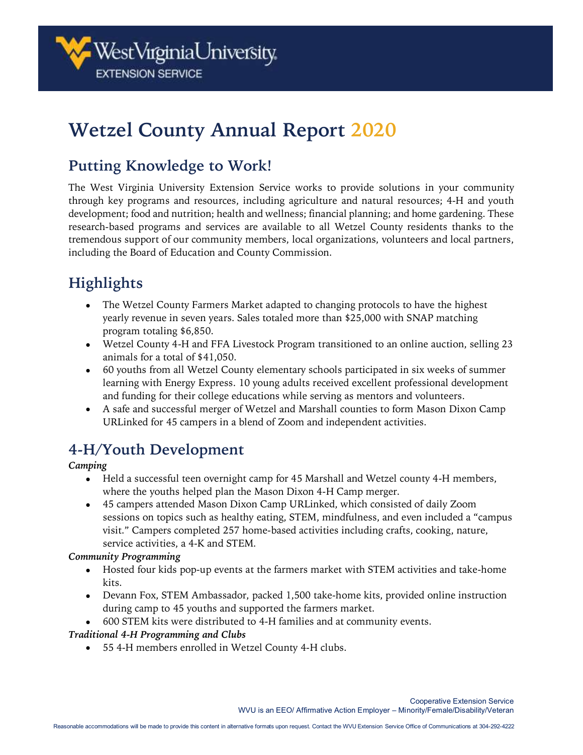# Wetzel County Annual Report 2020

## Putting Knowledge to Work!

The West Virginia University Extension Service works to provide solutions in your community through key programs and resources, including agriculture and natural resources; 4-H and youth development; food and nutrition; health and wellness; financial planning; and home gardening. These research-based programs and services are available to all Wetzel County residents thanks to the tremendous support of our community members, local organizations, volunteers and local partners, including the Board of Education and County Commission.

## Highlights

- The Wetzel County Farmers Market adapted to changing protocols to have the highest yearly revenue in seven years. Sales totaled more than $25,000 with SNAP matching program totaling $6,850.
- Wetzel County 4-H and FFA Livestock Program transitioned to an online auction, selling 23 animals for a total of $41,050.
- 60 youths from all Wetzel County elementary schools participated in six weeks of summer learning with Energy Express. 10 young adults received excellent professional development and funding for their college educations while serving as mentors and volunteers.
- A safe and successful merger of Wetzel and Marshall counties to form Mason Dixon Camp URLinked for 45 campers in a blend of Zoom and independent activities.

## 4-H/Youth Development

***Camping***

- Held a successful teen overnight camp for 45 Marshall and Wetzel county 4-H members, where the youths helped plan the Mason Dixon 4-H Camp merger.
- 45 campers attended Mason Dixon Camp URLinked, which consisted of daily Zoom sessions on topics such as healthy eating, STEM, mindfulness, and even included a "campus visit." Campers completed 257 home-based activities including crafts, cooking, nature, service activities, a 4-K and STEM.

***Community Programming***

- Hosted four kids pop-up events at the farmers market with STEM activities and take-home kits.
- Devann Fox, STEM Ambassador, packed 1,500 take-home kits, provided online instruction during camp to 45 youths and supported the farmers market.
- 600 STEM kits were distributed to 4-H families and at community events.

***Traditional 4-H Programming and Clubs***

- 55 4-H members enrolled in Wetzel County 4-H clubs.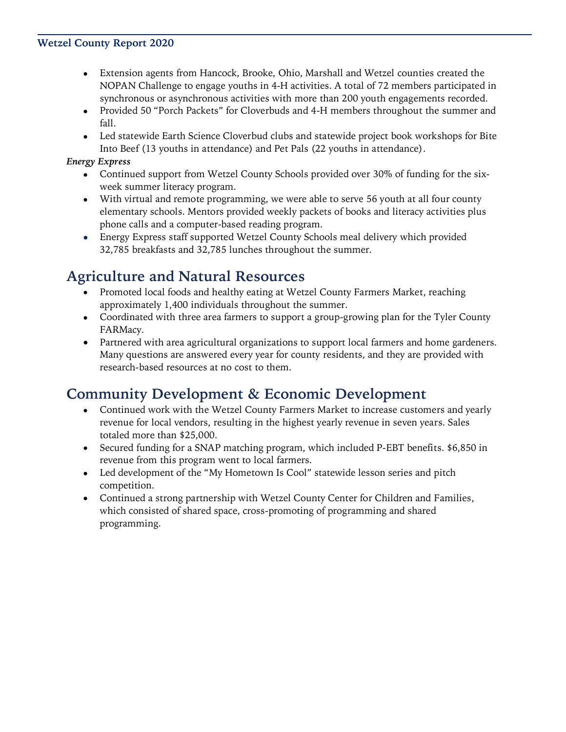- Extension agents from Hancock, Brooke, Ohio, Marshall and Wetzel counties created the NOPAN Challenge to engage youths in 4-H activities. A total of 72 members participated in synchronous or asynchronous activities with more than 200 youth engagements recorded.
- Provided 50 "Porch Packets" for Cloverbuds and 4-H members throughout the summer and fall.
- Led statewide Earth Science Cloverbud clubs and statewide project book workshops for Bite Into Beef (13 youths in attendance) and Pet Pals (22 youths in attendance).

***Energy Express***

- Continued support from Wetzel County Schools provided over 30% of funding for the six-week summer literacy program.
- With virtual and remote programming, we were able to serve 56 youth at all four county elementary schools. Mentors provided weekly packets of books and literacy activities plus phone calls and a computer-based reading program.
- Energy Express staff supported Wetzel County Schools meal delivery which provided 32,785 breakfasts and 32,785 lunches throughout the summer.

## Agriculture and Natural Resources

- Promoted local foods and healthy eating at Wetzel County Farmers Market, reaching approximately 1,400 individuals throughout the summer.
- Coordinated with three area farmers to support a group-growing plan for the Tyler County FARMacy.
- Partnered with area agricultural organizations to support local farmers and home gardeners. Many questions are answered every year for county residents, and they are provided with research-based resources at no cost to them.

## Community Development & Economic Development

- Continued work with the Wetzel County Farmers Market to increase customers and yearly revenue for local vendors, resulting in the highest yearly revenue in seven years. Sales totaled more than $25,000.
- Secured funding for a SNAP matching program, which included P-EBT benefits. $6,850 in revenue from this program went to local farmers.
- Led development of the "My Hometown Is Cool" statewide lesson series and pitch competition.
- Continued a strong partnership with Wetzel County Center for Children and Families, which consisted of shared space, cross-promoting of programming and shared programming.